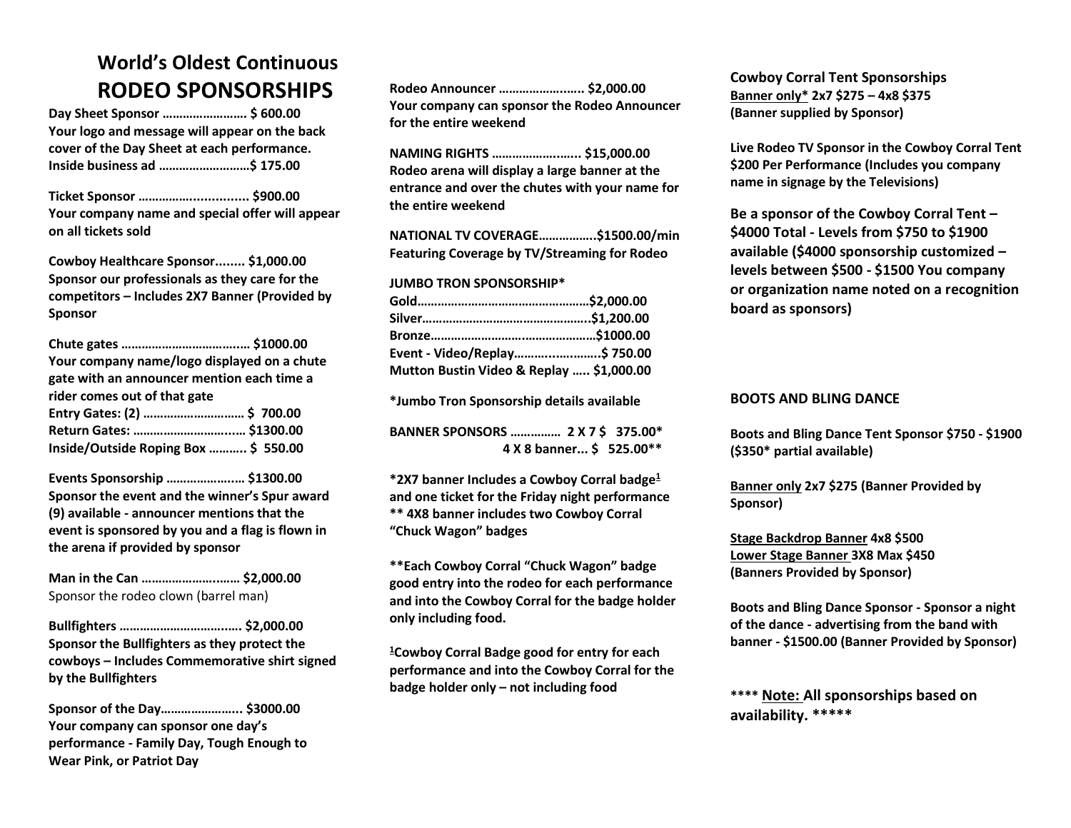# World's Oldest Continuous
# RODEO SPONSORSHIPS

**Day Sheet Sponsor ……………………. $ 600.00**
**Your logo and message will appear on the back cover of the Day Sheet at each performance.**
**Inside business ad ………………………$ 175.00**

**Ticket Sponsor ……………............ $900.00**
**Your company name and special offer will appear on all tickets sold**

**Cowboy Healthcare Sponsor........ $1,000.00**
**Sponsor our professionals as they care for the competitors – Includes 2X7 Banner (Provided by Sponsor**

**Chute gates ……………………………..… $1000.00**
**Your company name/logo displayed on a chute gate with an announcer mention each time a rider comes out of that gate**
**Entry Gates: (2) ……………………….. $ 700.00**
**Return Gates: …………………………..... $1300.00**
**Inside/Outside Roping Box ……….. $ 550.00**

**Events Sponsorship ………………..… $1300.00**
**Sponsor the event and the winner's Spur award (9) available - announcer mentions that the event is sponsored by you and a flag is flown in the arena if provided by sponsor**

**Man in the Can ……………………..…… $2,000.00**
Sponsor the rodeo clown (barrel man)

**Bullfighters …………………………….... $2,000.00**
**Sponsor the Bullfighters as they protect the cowboys – Includes Commemorative shirt signed by the Bullfighters**

**Sponsor of the Day………………….. $3000.00**
**Your company can sponsor one day's performance - Family Day, Tough Enough to Wear Pink, or Patriot Day**

**Rodeo Announcer ……………….…... $2,000.00**
**Your company can sponsor the Rodeo Announcer for the entire weekend**

**NAMING RIGHTS ……………….…..... $15,000.00**
**Rodeo arena will display a large banner at the entrance and over the chutes with your name for the entire weekend**

**NATIONAL TV COVERAGE…………….$1500.00/min**
**Featuring Coverage by TV/Streaming for Rodeo**

**JUMBO TRON SPONSORSHIP***
**Gold……………………………………………$2,000.00**
**Silver…………………………………………..$1,200.00**
**Bronze…………………………………………$1000.00**
**Event - Video/Replay………..………….$ 750.00**
**Mutton Bustin Video & Replay ….. $1,000.00**

***Jumbo Tron Sponsorship details available**

**BANNER SPONSORS …………… 2 X 7 $ 375.00***
**4 X 8 banner... $ 525.00****

***2X7 banner Includes a Cowboy Corral badge[1] and one ticket for the Friday night performance**
**** 4X8 banner includes two Cowboy Corral "Chuck Wagon" badges**

****Each Cowboy Corral "Chuck Wagon" badge good entry into the rodeo for each performance and into the Cowboy Corral for the badge holder only including food.**

**[1]Cowboy Corral Badge good for entry for each performance and into the Cowboy Corral for the badge holder only – not including food**

**Cowboy Corral Tent Sponsorships**
**<u>Banner only*</u> 2x7 $275 – 4x8 $375**
**(Banner supplied by Sponsor)**

**Live Rodeo TV Sponsor in the Cowboy Corral Tent $200 Per Performance (Includes you company name in signage by the Televisions)**

**Be a sponsor of the Cowboy Corral Tent – $4000 Total - Levels from $750 to $1900 available ($4000 sponsorship customized – levels between $500 - $1500 You company or organization name noted on a recognition board as sponsors)**

**BOOTS AND BLING DANCE**

**Boots and Bling Dance Tent Sponsor $750 - $1900 ($350* partial available)**

**<u>Banner only</u> 2x7 $275 (Banner Provided by Sponsor)**

**<u>Stage Backdrop Banner</u> 4x8 $500**
**<u>Lower Stage Banner</u> 3X8 Max $450**
**(Banners Provided by Sponsor)**

**Boots and Bling Dance Sponsor - Sponsor a night of the dance - advertising from the band with banner - $1500.00 (Banner Provided by Sponsor)**

**** **<u>Note:</u> All sponsorships based on availability.** *****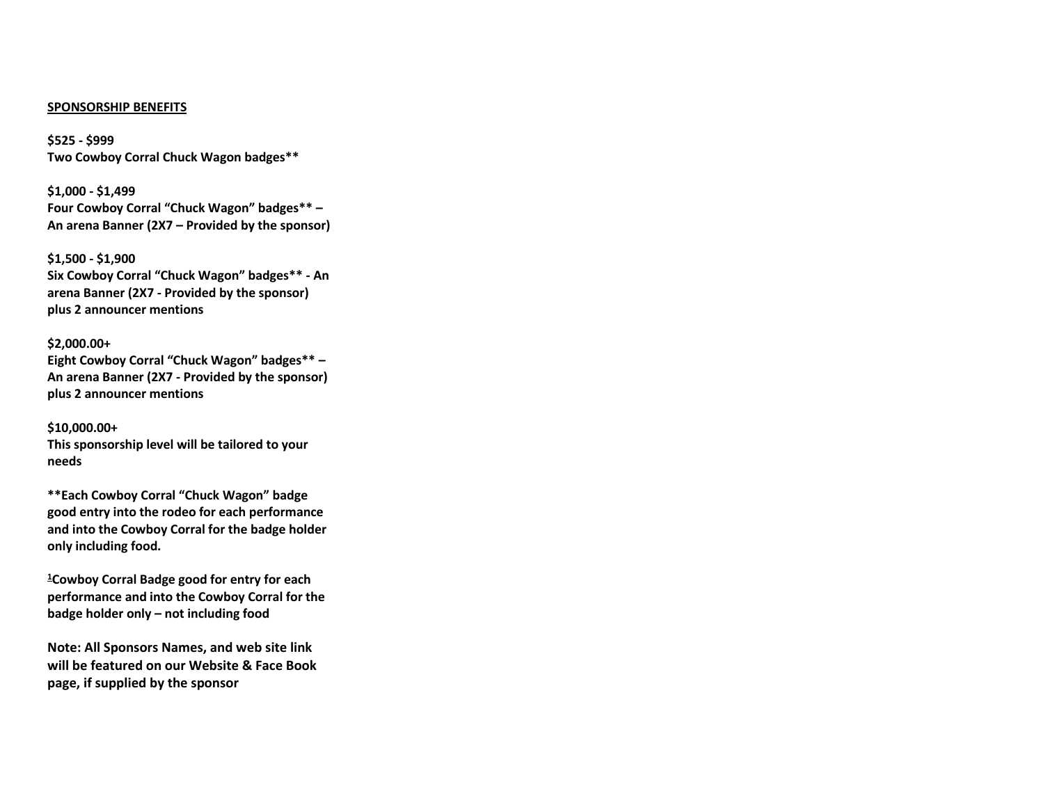**SPONSORSHIP BENEFITS**

**$525 - $999**
**Two Cowboy Corral Chuck Wagon badges****

**$1,000 - $1,499**
**Four Cowboy Corral "Chuck Wagon" badges** – An arena Banner (2X7 – Provided by the sponsor)**

**$1,500 - $1,900**
**Six Cowboy Corral "Chuck Wagon" badges** - An arena Banner (2X7 - Provided by the sponsor) plus 2 announcer mentions**

**$2,000.00+**
**Eight Cowboy Corral "Chuck Wagon" badges** – An arena Banner (2X7 - Provided by the sponsor) plus 2 announcer mentions**

**$10,000.00+**
**This sponsorship level will be tailored to your needs**

****Each Cowboy Corral "Chuck Wagon" badge good entry into the rodeo for each performance and into the Cowboy Corral for the badge holder only including food.**

**[1]Cowboy Corral Badge good for entry for each performance and into the Cowboy Corral for the badge holder only – not including food**

**Note: All Sponsors Names, and web site link will be featured on our Website & Face Book page, if supplied by the sponsor**